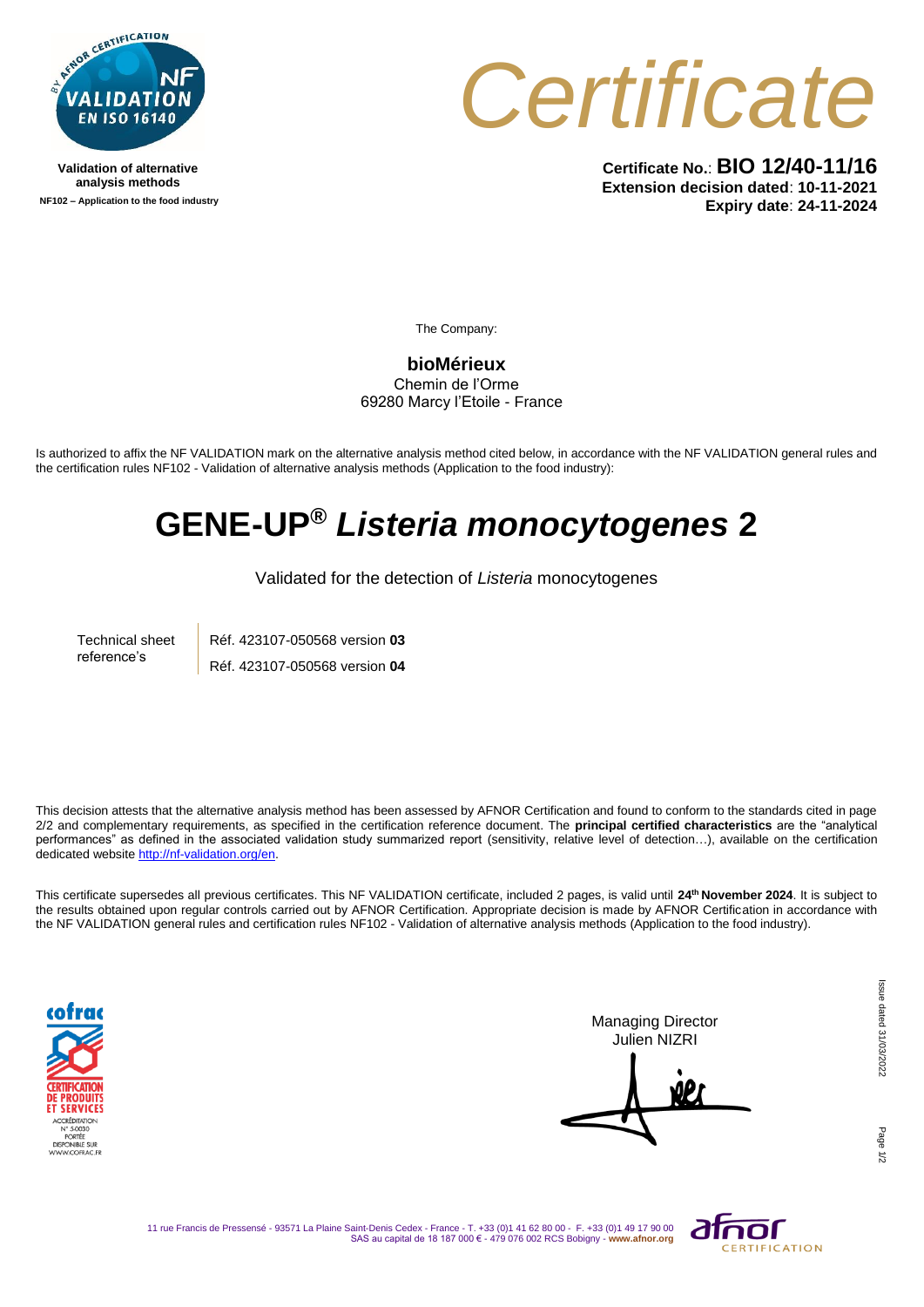Validation of alternative analysis methods

NF102 – Application to the food industry

# Certificate

**Certificate No.**: **BIO 12/40-11/16**
**Extension decision dated**: **10-11-2021**
**Expiry date**: **24-11-2024**

The Company:

**bioMérieux**
Chemin de l'Orme
69280 Marcy l'Etoile - France

Is authorized to affix the NF VALIDATION mark on the alternative analysis method cited below, in accordance with the NF VALIDATION general rules and the certification rules NF102 - Validation of alternative analysis methods (Application to the food industry):

## GENE-UP® *Listeria monocytogenes* 2

Validated for the detection of *Listeria* monocytogenes

| Technical sheet reference's | Réf. 423107-050568 version **03** |
|---|---|
| | Réf. 423107-050568 version **04** |

This decision attests that the alternative analysis method has been assessed by AFNOR Certification and found to conform to the standards cited in page 2/2 and complementary requirements, as specified in the certification reference document. The **principal certified characteristics** are the "analytical performances" as defined in the associated validation study summarized report (sensitivity, relative level of detection…), available on the certification dedicated website http://nf-validation.org/en.

This certificate supersedes all previous certificates. This NF VALIDATION certificate, included 2 pages, is valid until **24th November 2024**. It is subject to the results obtained upon regular controls carried out by AFNOR Certification. Appropriate decision is made by AFNOR Certification in accordance with the NF VALIDATION general rules and certification rules NF102 - Validation of alternative analysis methods (Application to the food industry).

cofrac – CERTIFICATION DE PRODUITS ET SERVICES – ACCRÉDITATION N° 5-0030 – PORTÉE DISPONIBLE SUR WWW.COFRAC.FR

Managing Director
Julien NIZRI

Issue dated 31/03/2022

11 rue Francis de Pressensé - 93571 La Plaine Saint-Denis Cedex - France - T. +33 (0)1 41 62 80 00 - F. +33 (0)1 49 17 90 00
SAS au capital de 18 187 000 € - 479 076 002 RCS Bobigny - **www.afnor.org**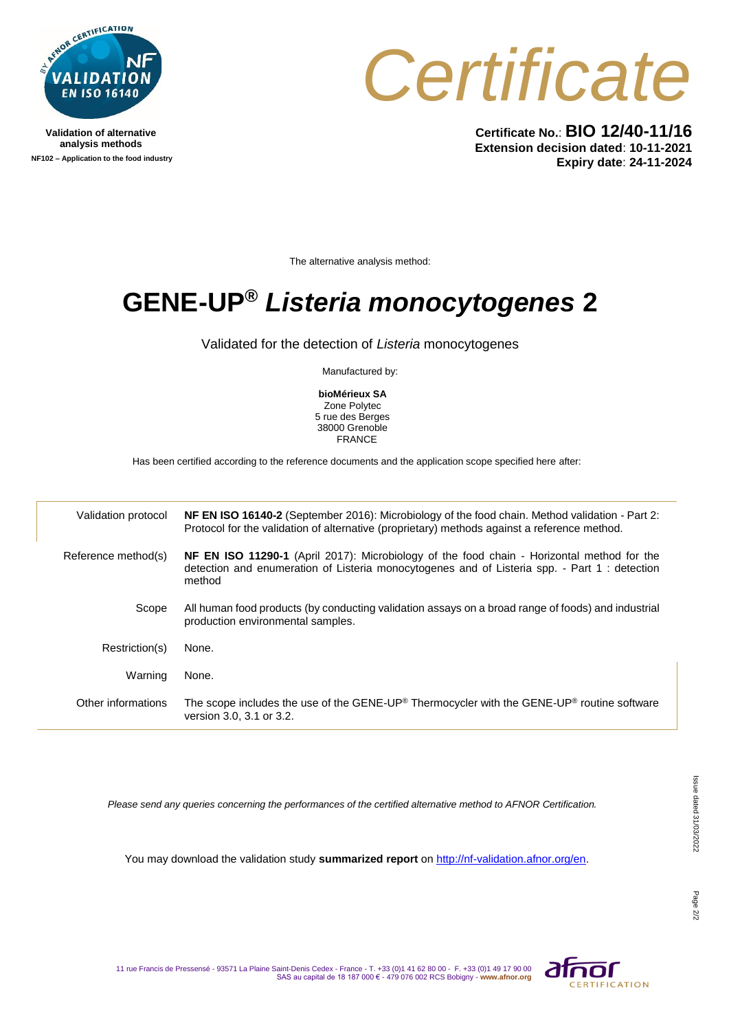Validation of alternative analysis methods

NF102 – Application to the food industry

# Certificate

**Certificate No.**: **BIO 12/40-11/16**
**Extension decision dated**: **10-11-2021**
**Expiry date**: **24-11-2024**

The alternative analysis method:

# GENE-UP® *Listeria monocytogenes* 2

Validated for the detection of *Listeria* monocytogenes

Manufactured by:

**bioMérieux SA**
Zone Polytec
5 rue des Berges
38000 Grenoble
FRANCE

Has been certified according to the reference documents and the application scope specified here after:

| | |
|---|---|
| Validation protocol | **NF EN ISO 16140-2** (September 2016): Microbiology of the food chain. Method validation - Part 2: Protocol for the validation of alternative (proprietary) methods against a reference method. |
| Reference method(s) | **NF EN ISO 11290-1** (April 2017): Microbiology of the food chain - Horizontal method for the detection and enumeration of Listeria monocytogenes and of Listeria spp. - Part 1 : detection method |
| Scope | All human food products (by conducting validation assays on a broad range of foods) and industrial production environmental samples. |
| Restriction(s) | None. |
| Warning | None. |
| Other informations | The scope includes the use of the GENE-UP® Thermocycler with the GENE-UP® routine software version 3.0, 3.1 or 3.2. |

*Please send any queries concerning the performances of the certified alternative method to AFNOR Certification.*

You may download the validation study **summarized report** on http://nf-validation.afnor.org/en.

Issue dated 31/03/2022

11 rue Francis de Pressensé - 93571 La Plaine Saint-Denis Cedex - France - T. +33 (0)1 41 62 80 00 - F. +33 (0)1 49 17 90 00
SAS au capital de 18 187 000 € - 479 076 002 RCS Bobigny - **www.afnor.org**